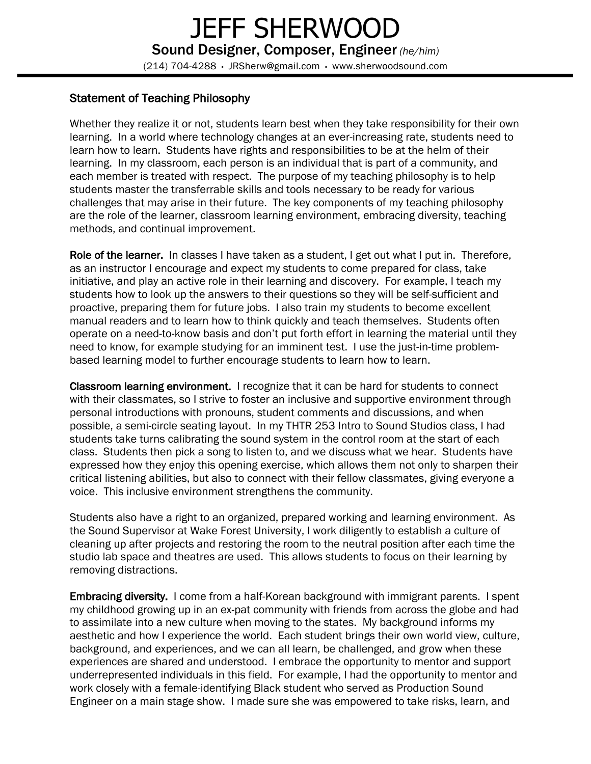# JEFF SHERWOOD

**Sound Designer, Composer, Engineer** *(he/him)*

(214) 704-4288 • JRSherw@gmail.com • www.sherwoodsound.com

## Statement of Teaching Philosophy

Whether they realize it or not, students learn best when they take responsibility for their own learning. In a world where technology changes at an ever-increasing rate, students need to learn how to learn. Students have rights and responsibilities to be at the helm of their learning. In my classroom, each person is an individual that is part of a community, and each member is treated with respect. The purpose of my teaching philosophy is to help students master the transferrable skills and tools necessary to be ready for various challenges that may arise in their future. The key components of my teaching philosophy are the role of the learner, classroom learning environment, embracing diversity, teaching methods, and continual improvement.

**Role of the learner.** In classes I have taken as a student, I get out what I put in. Therefore, as an instructor I encourage and expect my students to come prepared for class, take initiative, and play an active role in their learning and discovery. For example, I teach my students how to look up the answers to their questions so they will be self-sufficient and proactive, preparing them for future jobs. I also train my students to become excellent manual readers and to learn how to think quickly and teach themselves. Students often operate on a need-to-know basis and don't put forth effort in learning the material until they need to know, for example studying for an imminent test. I use the just-in-time problem-based learning model to further encourage students to learn how to learn.

**Classroom learning environment.** I recognize that it can be hard for students to connect with their classmates, so I strive to foster an inclusive and supportive environment through personal introductions with pronouns, student comments and discussions, and when possible, a semi-circle seating layout. In my THTR 253 Intro to Sound Studios class, I had students take turns calibrating the sound system in the control room at the start of each class. Students then pick a song to listen to, and we discuss what we hear. Students have expressed how they enjoy this opening exercise, which allows them not only to sharpen their critical listening abilities, but also to connect with their fellow classmates, giving everyone a voice. This inclusive environment strengthens the community.

Students also have a right to an organized, prepared working and learning environment. As the Sound Supervisor at Wake Forest University, I work diligently to establish a culture of cleaning up after projects and restoring the room to the neutral position after each time the studio lab space and theatres are used. This allows students to focus on their learning by removing distractions.

**Embracing diversity.** I come from a half-Korean background with immigrant parents. I spent my childhood growing up in an ex-pat community with friends from across the globe and had to assimilate into a new culture when moving to the states. My background informs my aesthetic and how I experience the world. Each student brings their own world view, culture, background, and experiences, and we can all learn, be challenged, and grow when these experiences are shared and understood. I embrace the opportunity to mentor and support underrepresented individuals in this field. For example, I had the opportunity to mentor and work closely with a female-identifying Black student who served as Production Sound Engineer on a main stage show. I made sure she was empowered to take risks, learn, and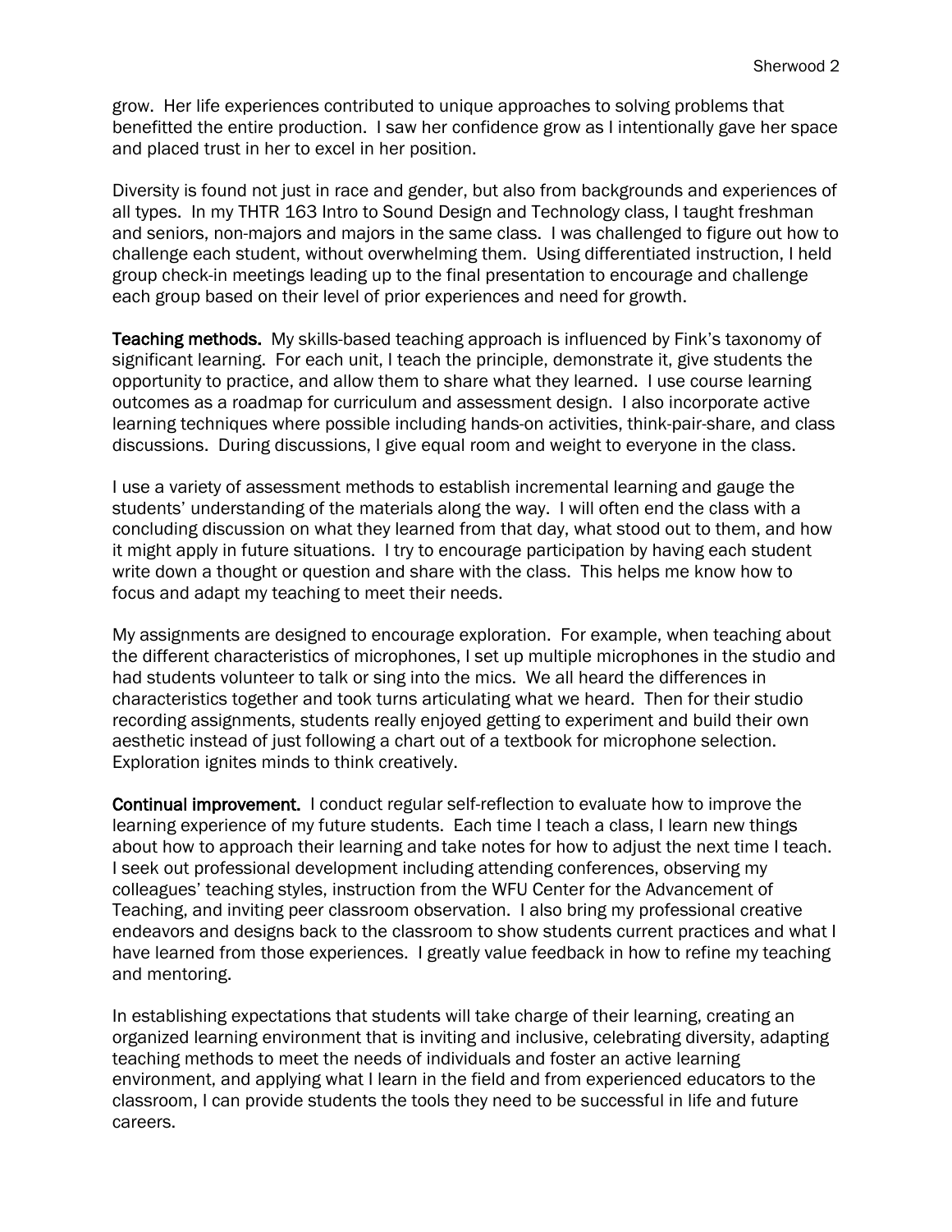grow. Her life experiences contributed to unique approaches to solving problems that benefitted the entire production. I saw her confidence grow as I intentionally gave her space and placed trust in her to excel in her position.

Diversity is found not just in race and gender, but also from backgrounds and experiences of all types. In my THTR 163 Intro to Sound Design and Technology class, I taught freshman and seniors, non-majors and majors in the same class. I was challenged to figure out how to challenge each student, without overwhelming them. Using differentiated instruction, I held group check-in meetings leading up to the final presentation to encourage and challenge each group based on their level of prior experiences and need for growth.

**Teaching methods.** My skills-based teaching approach is influenced by Fink's taxonomy of significant learning. For each unit, I teach the principle, demonstrate it, give students the opportunity to practice, and allow them to share what they learned. I use course learning outcomes as a roadmap for curriculum and assessment design. I also incorporate active learning techniques where possible including hands-on activities, think-pair-share, and class discussions. During discussions, I give equal room and weight to everyone in the class.

I use a variety of assessment methods to establish incremental learning and gauge the students' understanding of the materials along the way. I will often end the class with a concluding discussion on what they learned from that day, what stood out to them, and how it might apply in future situations. I try to encourage participation by having each student write down a thought or question and share with the class. This helps me know how to focus and adapt my teaching to meet their needs.

My assignments are designed to encourage exploration. For example, when teaching about the different characteristics of microphones, I set up multiple microphones in the studio and had students volunteer to talk or sing into the mics. We all heard the differences in characteristics together and took turns articulating what we heard. Then for their studio recording assignments, students really enjoyed getting to experiment and build their own aesthetic instead of just following a chart out of a textbook for microphone selection. Exploration ignites minds to think creatively.

**Continual improvement.** I conduct regular self-reflection to evaluate how to improve the learning experience of my future students. Each time I teach a class, I learn new things about how to approach their learning and take notes for how to adjust the next time I teach. I seek out professional development including attending conferences, observing my colleagues' teaching styles, instruction from the WFU Center for the Advancement of Teaching, and inviting peer classroom observation. I also bring my professional creative endeavors and designs back to the classroom to show students current practices and what I have learned from those experiences. I greatly value feedback in how to refine my teaching and mentoring.

In establishing expectations that students will take charge of their learning, creating an organized learning environment that is inviting and inclusive, celebrating diversity, adapting teaching methods to meet the needs of individuals and foster an active learning environment, and applying what I learn in the field and from experienced educators to the classroom, I can provide students the tools they need to be successful in life and future careers.